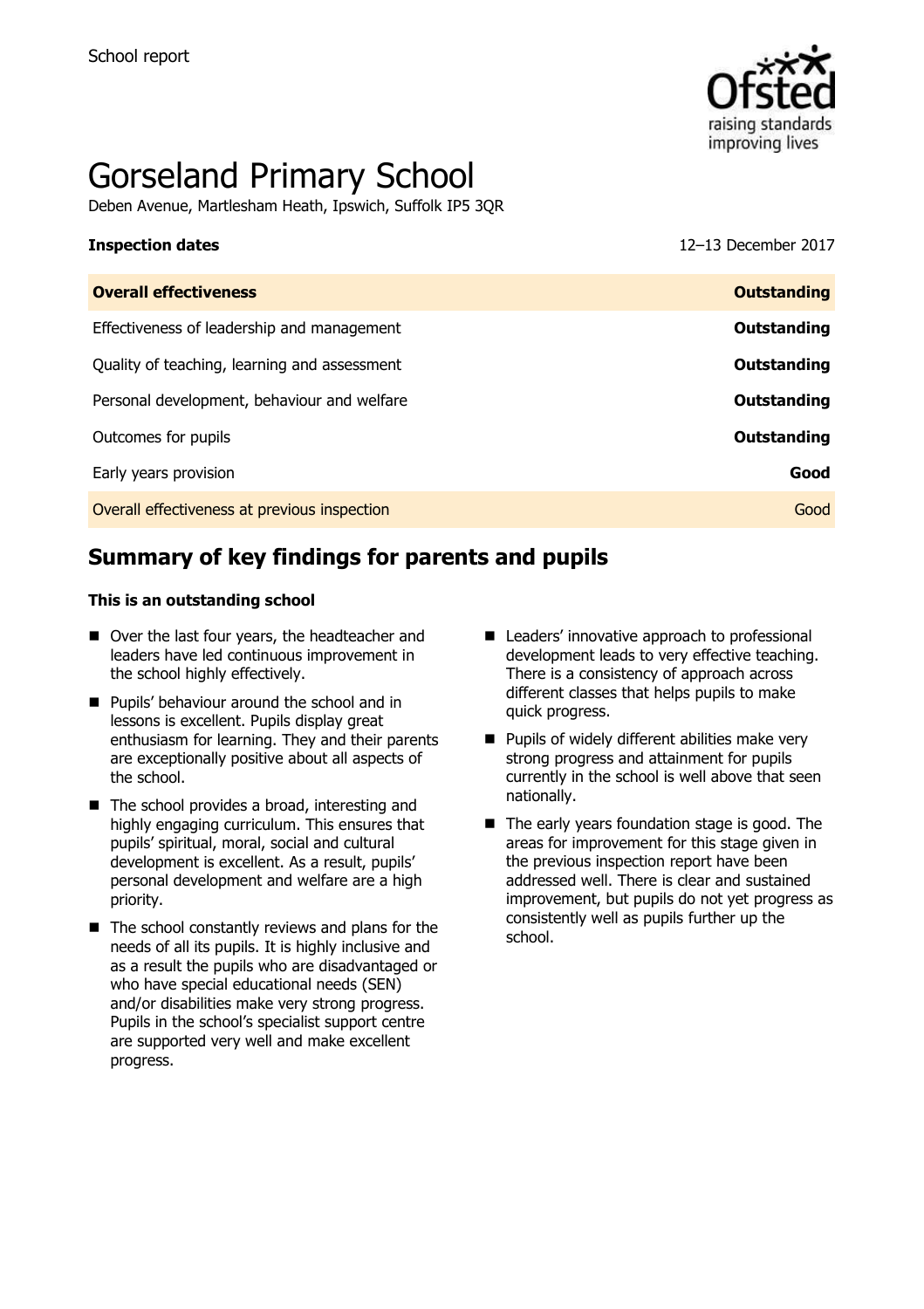School report

# Gorseland Primary School

Deben Avenue, Martlesham Heath, Ipswich, Suffolk IP5 3QR

| **Inspection dates** | 12–13 December 2017 |
| --- | --- |
| **Overall effectiveness** | **Outstanding** |
| Effectiveness of leadership and management | **Outstanding** |
| Quality of teaching, learning and assessment | **Outstanding** |
| Personal development, behaviour and welfare | **Outstanding** |
| Outcomes for pupils | **Outstanding** |
| Early years provision | **Good** |
| Overall effectiveness at previous inspection | Good |

## Summary of key findings for parents and pupils

**This is an outstanding school**

- Over the last four years, the headteacher and leaders have led continuous improvement in the school highly effectively.
- Pupils' behaviour around the school and in lessons is excellent. Pupils display great enthusiasm for learning. They and their parents are exceptionally positive about all aspects of the school.
- The school provides a broad, interesting and highly engaging curriculum. This ensures that pupils' spiritual, moral, social and cultural development is excellent. As a result, pupils' personal development and welfare are a high priority.
- The school constantly reviews and plans for the needs of all its pupils. It is highly inclusive and as a result the pupils who are disadvantaged or who have special educational needs (SEN) and/or disabilities make very strong progress. Pupils in the school's specialist support centre are supported very well and make excellent progress.
- Leaders' innovative approach to professional development leads to very effective teaching. There is a consistency of approach across different classes that helps pupils to make quick progress.
- Pupils of widely different abilities make very strong progress and attainment for pupils currently in the school is well above that seen nationally.
- The early years foundation stage is good. The areas for improvement for this stage given in the previous inspection report have been addressed well. There is clear and sustained improvement, but pupils do not yet progress as consistently well as pupils further up the school.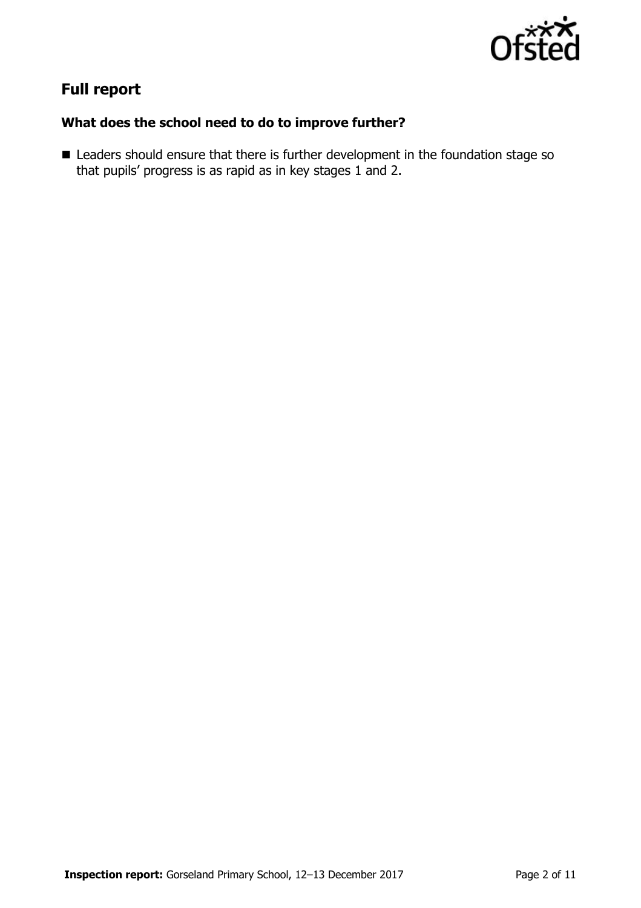## Full report

### What does the school need to do to improve further?

- Leaders should ensure that there is further development in the foundation stage so that pupils' progress is as rapid as in key stages 1 and 2.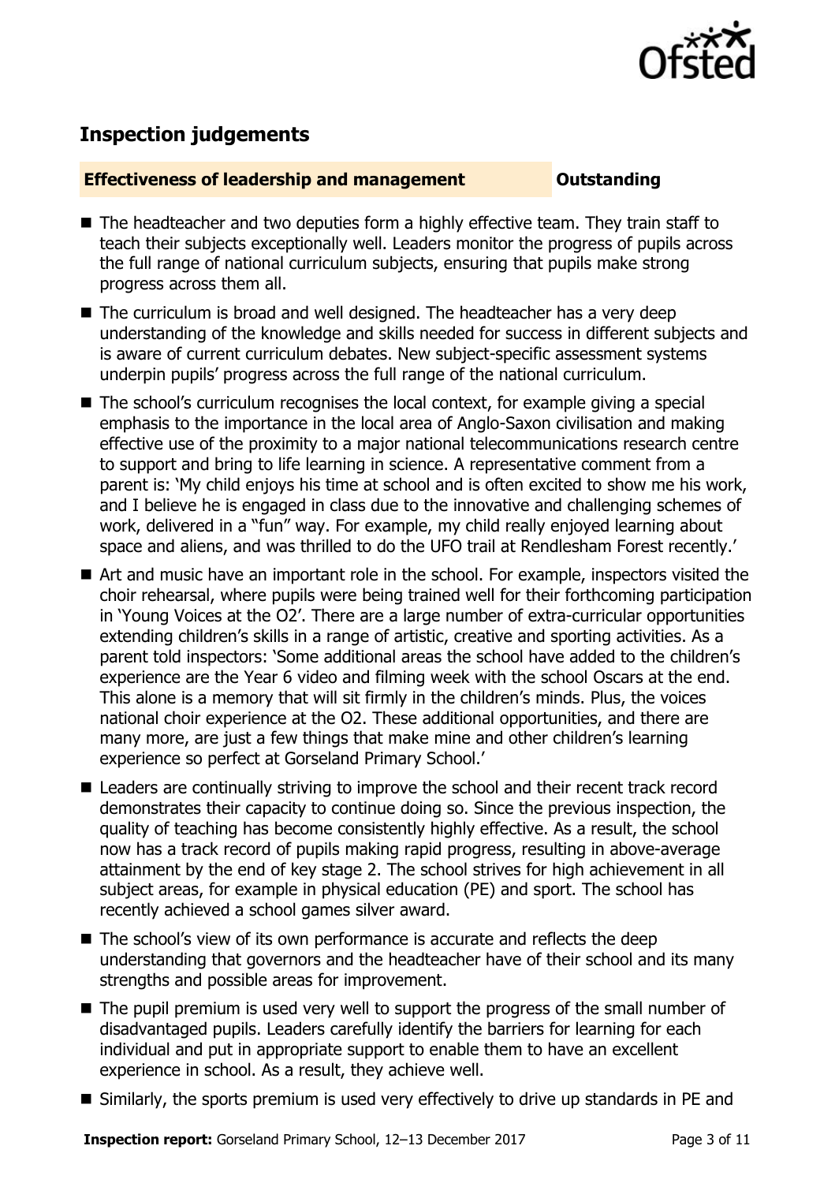## Inspection judgements

**Effectiveness of leadership and management** **Outstanding**

- The headteacher and two deputies form a highly effective team. They train staff to teach their subjects exceptionally well. Leaders monitor the progress of pupils across the full range of national curriculum subjects, ensuring that pupils make strong progress across them all.
- The curriculum is broad and well designed. The headteacher has a very deep understanding of the knowledge and skills needed for success in different subjects and is aware of current curriculum debates. New subject-specific assessment systems underpin pupils' progress across the full range of the national curriculum.
- The school's curriculum recognises the local context, for example giving a special emphasis to the importance in the local area of Anglo-Saxon civilisation and making effective use of the proximity to a major national telecommunications research centre to support and bring to life learning in science. A representative comment from a parent is: 'My child enjoys his time at school and is often excited to show me his work, and I believe he is engaged in class due to the innovative and challenging schemes of work, delivered in a "fun" way. For example, my child really enjoyed learning about space and aliens, and was thrilled to do the UFO trail at Rendlesham Forest recently.'
- Art and music have an important role in the school. For example, inspectors visited the choir rehearsal, where pupils were being trained well for their forthcoming participation in 'Young Voices at the O2'. There are a large number of extra-curricular opportunities extending children's skills in a range of artistic, creative and sporting activities. As a parent told inspectors: 'Some additional areas the school have added to the children's experience are the Year 6 video and filming week with the school Oscars at the end. This alone is a memory that will sit firmly in the children's minds. Plus, the voices national choir experience at the O2. These additional opportunities, and there are many more, are just a few things that make mine and other children's learning experience so perfect at Gorseland Primary School.'
- Leaders are continually striving to improve the school and their recent track record demonstrates their capacity to continue doing so. Since the previous inspection, the quality of teaching has become consistently highly effective. As a result, the school now has a track record of pupils making rapid progress, resulting in above-average attainment by the end of key stage 2. The school strives for high achievement in all subject areas, for example in physical education (PE) and sport. The school has recently achieved a school games silver award.
- The school's view of its own performance is accurate and reflects the deep understanding that governors and the headteacher have of their school and its many strengths and possible areas for improvement.
- The pupil premium is used very well to support the progress of the small number of disadvantaged pupils. Leaders carefully identify the barriers for learning for each individual and put in appropriate support to enable them to have an excellent experience in school. As a result, they achieve well.
- Similarly, the sports premium is used very effectively to drive up standards in PE and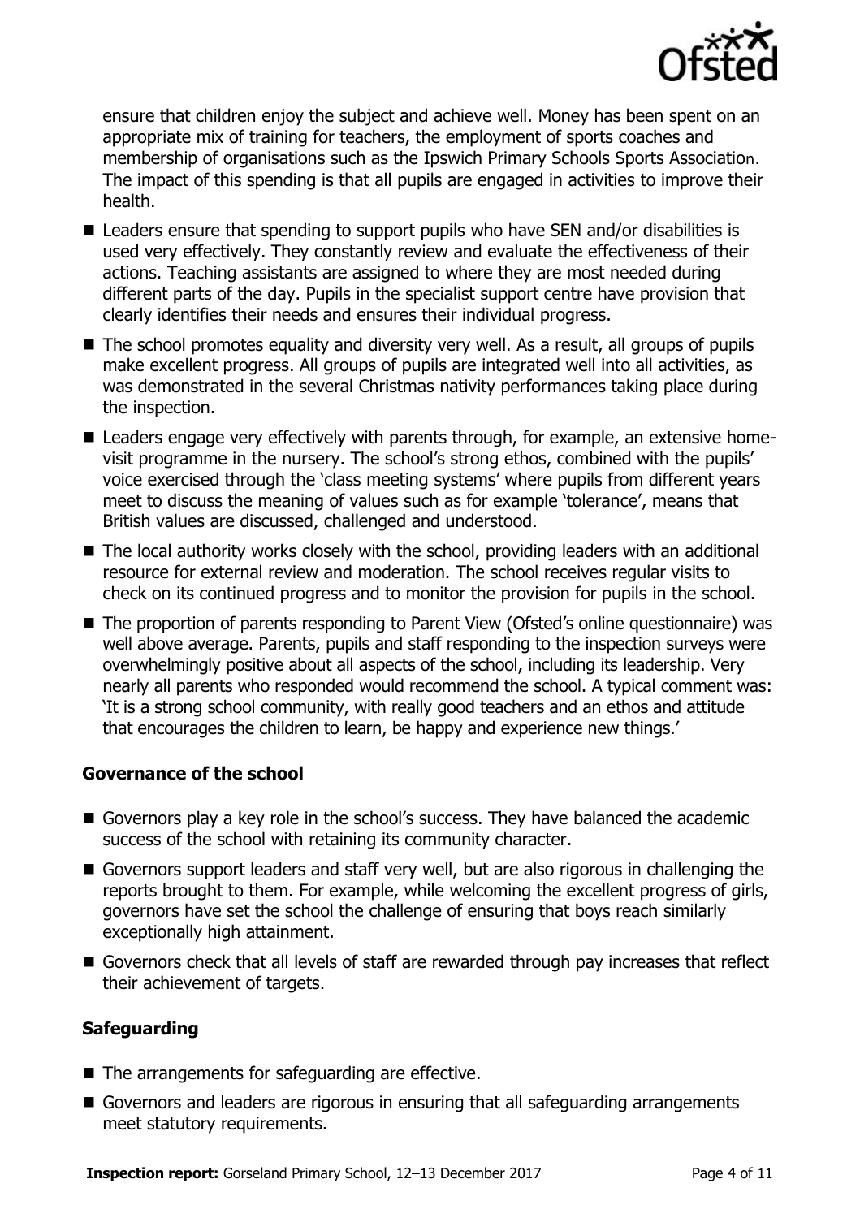ensure that children enjoy the subject and achieve well. Money has been spent on an appropriate mix of training for teachers, the employment of sports coaches and membership of organisations such as the Ipswich Primary Schools Sports Association. The impact of this spending is that all pupils are engaged in activities to improve their health.

- Leaders ensure that spending to support pupils who have SEN and/or disabilities is used very effectively. They constantly review and evaluate the effectiveness of their actions. Teaching assistants are assigned to where they are most needed during different parts of the day. Pupils in the specialist support centre have provision that clearly identifies their needs and ensures their individual progress.
- The school promotes equality and diversity very well. As a result, all groups of pupils make excellent progress. All groups of pupils are integrated well into all activities, as was demonstrated in the several Christmas nativity performances taking place during the inspection.
- Leaders engage very effectively with parents through, for example, an extensive home-visit programme in the nursery. The school's strong ethos, combined with the pupils' voice exercised through the 'class meeting systems' where pupils from different years meet to discuss the meaning of values such as for example 'tolerance', means that British values are discussed, challenged and understood.
- The local authority works closely with the school, providing leaders with an additional resource for external review and moderation. The school receives regular visits to check on its continued progress and to monitor the provision for pupils in the school.
- The proportion of parents responding to Parent View (Ofsted's online questionnaire) was well above average. Parents, pupils and staff responding to the inspection surveys were overwhelmingly positive about all aspects of the school, including its leadership. Very nearly all parents who responded would recommend the school. A typical comment was: 'It is a strong school community, with really good teachers and an ethos and attitude that encourages the children to learn, be happy and experience new things.'

### Governance of the school

- Governors play a key role in the school's success. They have balanced the academic success of the school with retaining its community character.
- Governors support leaders and staff very well, but are also rigorous in challenging the reports brought to them. For example, while welcoming the excellent progress of girls, governors have set the school the challenge of ensuring that boys reach similarly exceptionally high attainment.
- Governors check that all levels of staff are rewarded through pay increases that reflect their achievement of targets.

### Safeguarding

- The arrangements for safeguarding are effective.
- Governors and leaders are rigorous in ensuring that all safeguarding arrangements meet statutory requirements.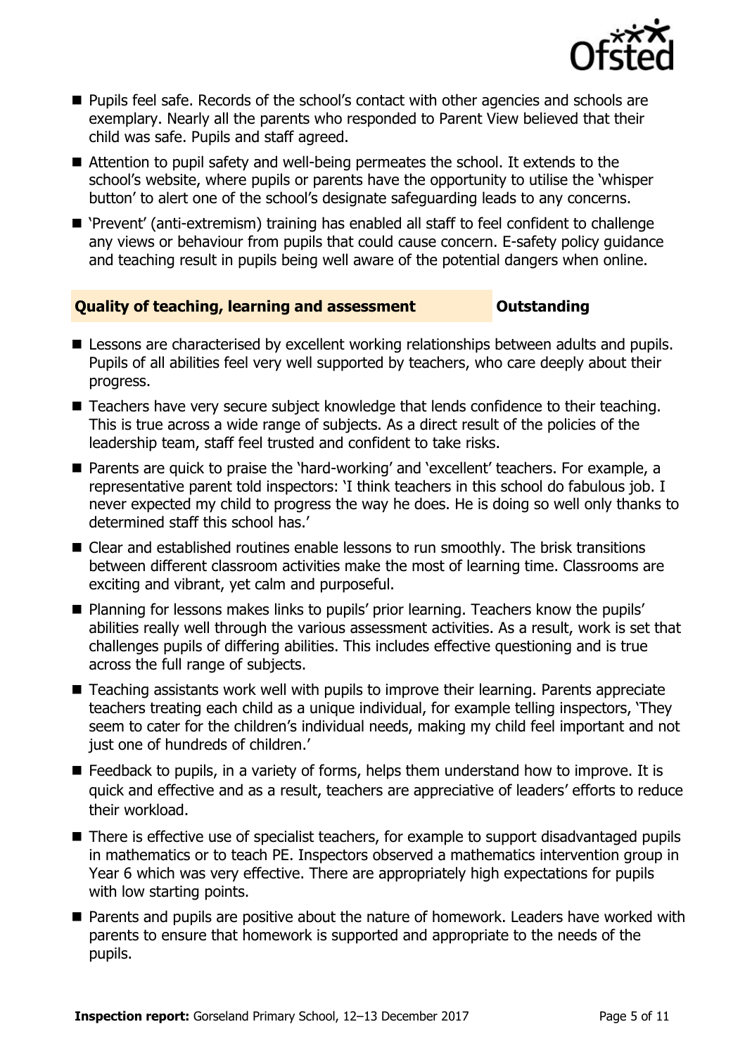- Pupils feel safe. Records of the school's contact with other agencies and schools are exemplary. Nearly all the parents who responded to Parent View believed that their child was safe. Pupils and staff agreed.
- Attention to pupil safety and well-being permeates the school. It extends to the school's website, where pupils or parents have the opportunity to utilise the 'whisper button' to alert one of the school's designate safeguarding leads to any concerns.
- 'Prevent' (anti-extremism) training has enabled all staff to feel confident to challenge any views or behaviour from pupils that could cause concern. E-safety policy guidance and teaching result in pupils being well aware of the potential dangers when online.

## Quality of teaching, learning and assessment — Outstanding

- Lessons are characterised by excellent working relationships between adults and pupils. Pupils of all abilities feel very well supported by teachers, who care deeply about their progress.
- Teachers have very secure subject knowledge that lends confidence to their teaching. This is true across a wide range of subjects. As a direct result of the policies of the leadership team, staff feel trusted and confident to take risks.
- Parents are quick to praise the 'hard-working' and 'excellent' teachers. For example, a representative parent told inspectors: 'I think teachers in this school do fabulous job. I never expected my child to progress the way he does. He is doing so well only thanks to determined staff this school has.'
- Clear and established routines enable lessons to run smoothly. The brisk transitions between different classroom activities make the most of learning time. Classrooms are exciting and vibrant, yet calm and purposeful.
- Planning for lessons makes links to pupils' prior learning. Teachers know the pupils' abilities really well through the various assessment activities. As a result, work is set that challenges pupils of differing abilities. This includes effective questioning and is true across the full range of subjects.
- Teaching assistants work well with pupils to improve their learning. Parents appreciate teachers treating each child as a unique individual, for example telling inspectors, 'They seem to cater for the children's individual needs, making my child feel important and not just one of hundreds of children.'
- Feedback to pupils, in a variety of forms, helps them understand how to improve. It is quick and effective and as a result, teachers are appreciative of leaders' efforts to reduce their workload.
- There is effective use of specialist teachers, for example to support disadvantaged pupils in mathematics or to teach PE. Inspectors observed a mathematics intervention group in Year 6 which was very effective. There are appropriately high expectations for pupils with low starting points.
- Parents and pupils are positive about the nature of homework. Leaders have worked with parents to ensure that homework is supported and appropriate to the needs of the pupils.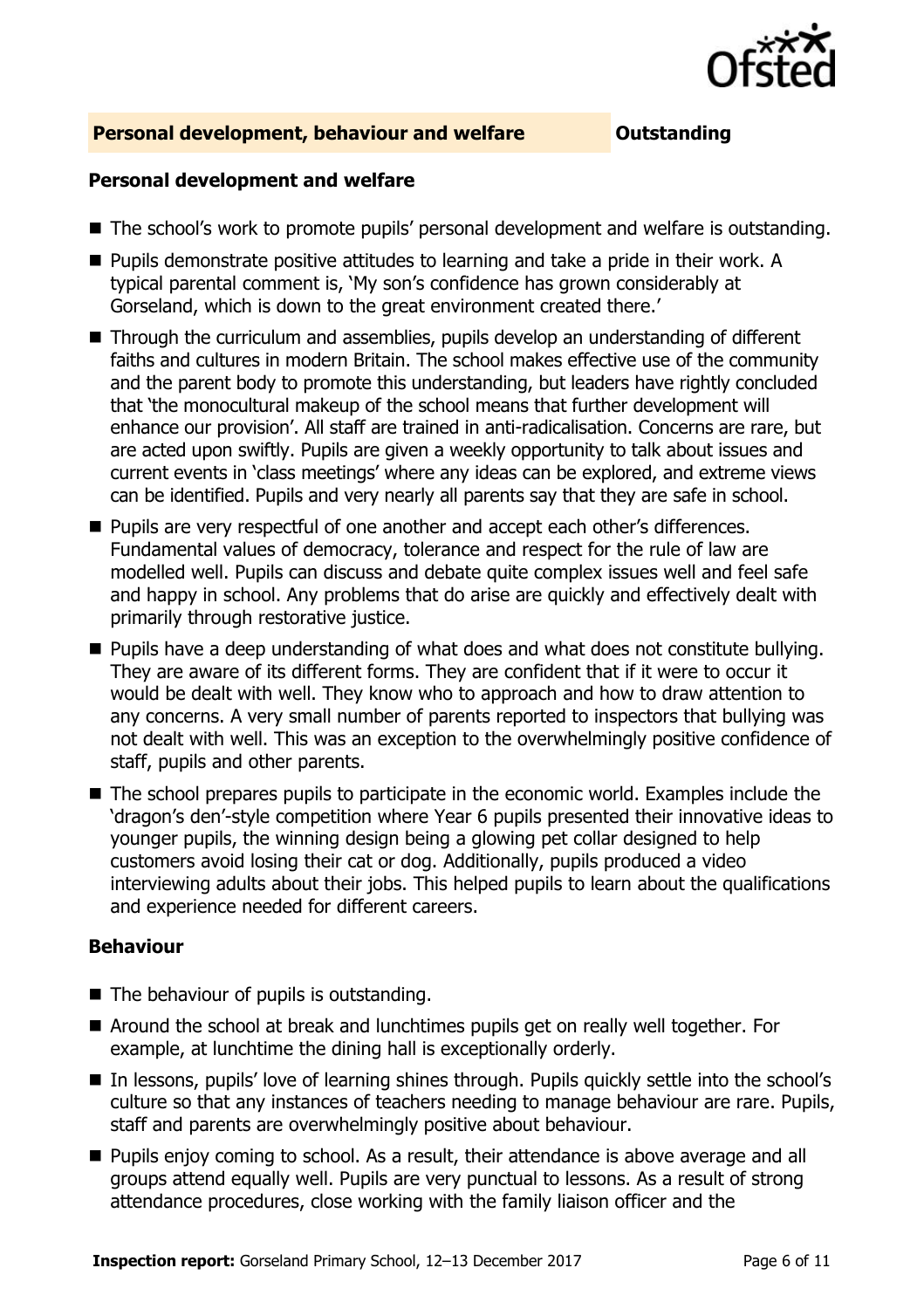## Personal development, behaviour and welfare — Outstanding

### Personal development and welfare

- The school's work to promote pupils' personal development and welfare is outstanding.
- Pupils demonstrate positive attitudes to learning and take a pride in their work. A typical parental comment is, 'My son's confidence has grown considerably at Gorseland, which is down to the great environment created there.'
- Through the curriculum and assemblies, pupils develop an understanding of different faiths and cultures in modern Britain. The school makes effective use of the community and the parent body to promote this understanding, but leaders have rightly concluded that 'the monocultural makeup of the school means that further development will enhance our provision'. All staff are trained in anti-radicalisation. Concerns are rare, but are acted upon swiftly. Pupils are given a weekly opportunity to talk about issues and current events in 'class meetings' where any ideas can be explored, and extreme views can be identified. Pupils and very nearly all parents say that they are safe in school.
- Pupils are very respectful of one another and accept each other's differences. Fundamental values of democracy, tolerance and respect for the rule of law are modelled well. Pupils can discuss and debate quite complex issues well and feel safe and happy in school. Any problems that do arise are quickly and effectively dealt with primarily through restorative justice.
- Pupils have a deep understanding of what does and what does not constitute bullying. They are aware of its different forms. They are confident that if it were to occur it would be dealt with well. They know who to approach and how to draw attention to any concerns. A very small number of parents reported to inspectors that bullying was not dealt with well. This was an exception to the overwhelmingly positive confidence of staff, pupils and other parents.
- The school prepares pupils to participate in the economic world. Examples include the 'dragon's den'-style competition where Year 6 pupils presented their innovative ideas to younger pupils, the winning design being a glowing pet collar designed to help customers avoid losing their cat or dog. Additionally, pupils produced a video interviewing adults about their jobs. This helped pupils to learn about the qualifications and experience needed for different careers.

### Behaviour

- The behaviour of pupils is outstanding.
- Around the school at break and lunchtimes pupils get on really well together. For example, at lunchtime the dining hall is exceptionally orderly.
- In lessons, pupils' love of learning shines through. Pupils quickly settle into the school's culture so that any instances of teachers needing to manage behaviour are rare. Pupils, staff and parents are overwhelmingly positive about behaviour.
- Pupils enjoy coming to school. As a result, their attendance is above average and all groups attend equally well. Pupils are very punctual to lessons. As a result of strong attendance procedures, close working with the family liaison officer and the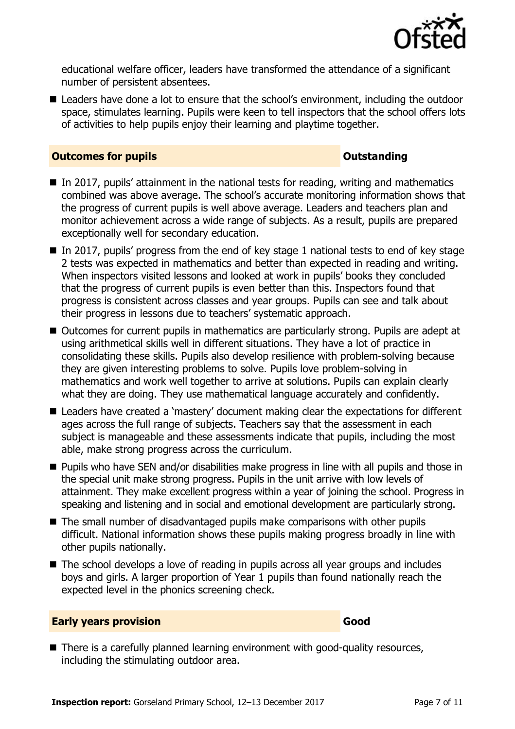educational welfare officer, leaders have transformed the attendance of a significant number of persistent absentees.

- Leaders have done a lot to ensure that the school's environment, including the outdoor space, stimulates learning. Pupils were keen to tell inspectors that the school offers lots of activities to help pupils enjoy their learning and playtime together.

## Outcomes for pupils — Outstanding

- In 2017, pupils' attainment in the national tests for reading, writing and mathematics combined was above average. The school's accurate monitoring information shows that the progress of current pupils is well above average. Leaders and teachers plan and monitor achievement across a wide range of subjects. As a result, pupils are prepared exceptionally well for secondary education.
- In 2017, pupils' progress from the end of key stage 1 national tests to end of key stage 2 tests was expected in mathematics and better than expected in reading and writing. When inspectors visited lessons and looked at work in pupils' books they concluded that the progress of current pupils is even better than this. Inspectors found that progress is consistent across classes and year groups. Pupils can see and talk about their progress in lessons due to teachers' systematic approach.
- Outcomes for current pupils in mathematics are particularly strong. Pupils are adept at using arithmetical skills well in different situations. They have a lot of practice in consolidating these skills. Pupils also develop resilience with problem-solving because they are given interesting problems to solve. Pupils love problem-solving in mathematics and work well together to arrive at solutions. Pupils can explain clearly what they are doing. They use mathematical language accurately and confidently.
- Leaders have created a 'mastery' document making clear the expectations for different ages across the full range of subjects. Teachers say that the assessment in each subject is manageable and these assessments indicate that pupils, including the most able, make strong progress across the curriculum.
- Pupils who have SEN and/or disabilities make progress in line with all pupils and those in the special unit make strong progress. Pupils in the unit arrive with low levels of attainment. They make excellent progress within a year of joining the school. Progress in speaking and listening and in social and emotional development are particularly strong.
- The small number of disadvantaged pupils make comparisons with other pupils difficult. National information shows these pupils making progress broadly in line with other pupils nationally.
- The school develops a love of reading in pupils across all year groups and includes boys and girls. A larger proportion of Year 1 pupils than found nationally reach the expected level in the phonics screening check.

## Early years provision — Good

- There is a carefully planned learning environment with good-quality resources, including the stimulating outdoor area.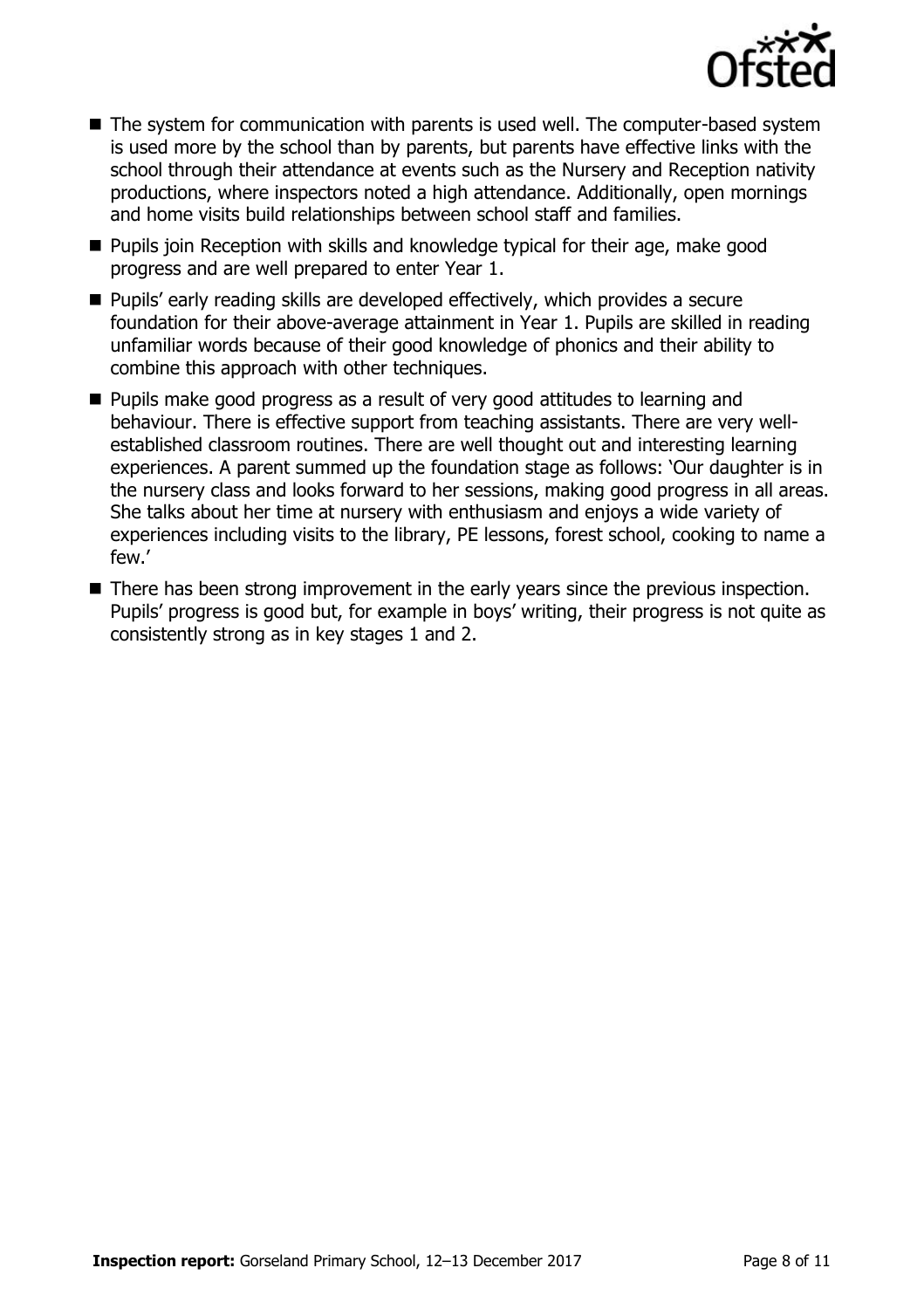- The system for communication with parents is used well. The computer-based system is used more by the school than by parents, but parents have effective links with the school through their attendance at events such as the Nursery and Reception nativity productions, where inspectors noted a high attendance. Additionally, open mornings and home visits build relationships between school staff and families.
- Pupils join Reception with skills and knowledge typical for their age, make good progress and are well prepared to enter Year 1.
- Pupils' early reading skills are developed effectively, which provides a secure foundation for their above-average attainment in Year 1. Pupils are skilled in reading unfamiliar words because of their good knowledge of phonics and their ability to combine this approach with other techniques.
- Pupils make good progress as a result of very good attitudes to learning and behaviour. There is effective support from teaching assistants. There are very well-established classroom routines. There are well thought out and interesting learning experiences. A parent summed up the foundation stage as follows: 'Our daughter is in the nursery class and looks forward to her sessions, making good progress in all areas. She talks about her time at nursery with enthusiasm and enjoys a wide variety of experiences including visits to the library, PE lessons, forest school, cooking to name a few.'
- There has been strong improvement in the early years since the previous inspection. Pupils' progress is good but, for example in boys' writing, their progress is not quite as consistently strong as in key stages 1 and 2.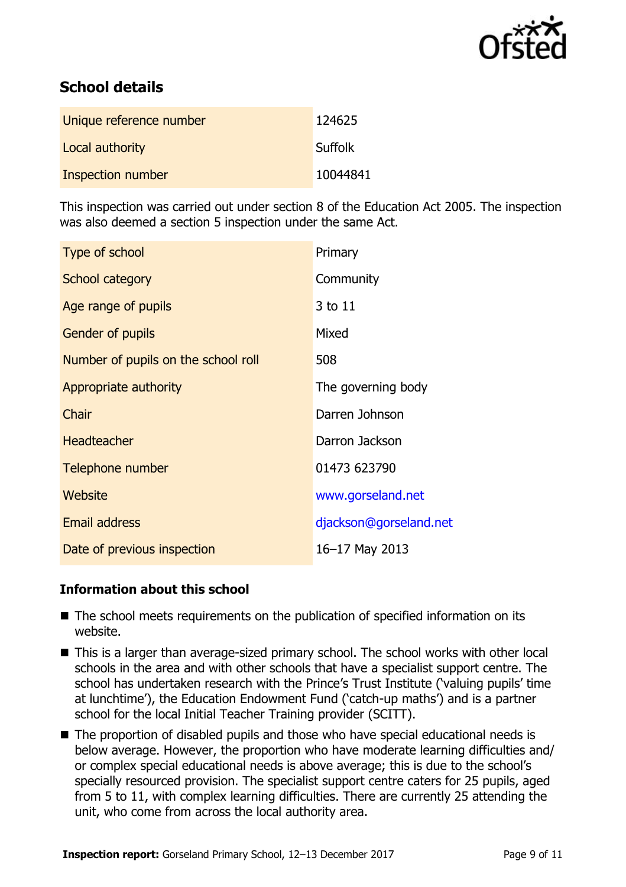## School details

| | |
|---|---|
| Unique reference number | 124625 |
| Local authority | Suffolk |
| Inspection number | 10044841 |

This inspection was carried out under section 8 of the Education Act 2005. The inspection was also deemed a section 5 inspection under the same Act.

| | |
|---|---|
| Type of school | Primary |
| School category | Community |
| Age range of pupils | 3 to 11 |
| Gender of pupils | Mixed |
| Number of pupils on the school roll | 508 |
| Appropriate authority | The governing body |
| Chair | Darren Johnson |
| Headteacher | Darron Jackson |
| Telephone number | 01473 623790 |
| Website | www.gorseland.net |
| Email address | djackson@gorseland.net |
| Date of previous inspection | 16–17 May 2013 |

### Information about this school

- The school meets requirements on the publication of specified information on its website.
- This is a larger than average-sized primary school. The school works with other local schools in the area and with other schools that have a specialist support centre. The school has undertaken research with the Prince's Trust Institute ('valuing pupils' time at lunchtime'), the Education Endowment Fund ('catch-up maths') and is a partner school for the local Initial Teacher Training provider (SCITT).
- The proportion of disabled pupils and those who have special educational needs is below average. However, the proportion who have moderate learning difficulties and/or complex special educational needs is above average; this is due to the school's specially resourced provision. The specialist support centre caters for 25 pupils, aged from 5 to 11, with complex learning difficulties. There are currently 25 attending the unit, who come from across the local authority area.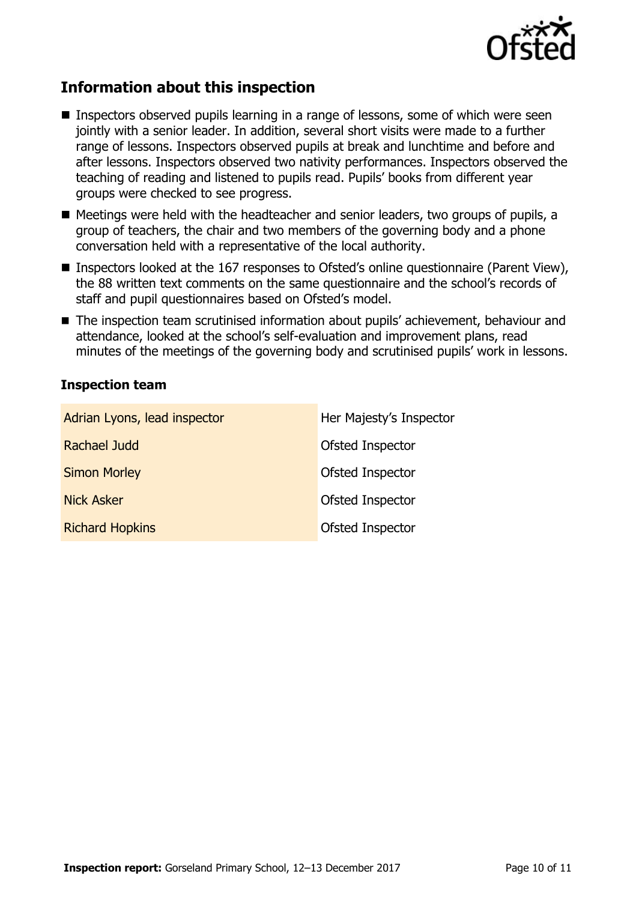## Information about this inspection

- Inspectors observed pupils learning in a range of lessons, some of which were seen jointly with a senior leader. In addition, several short visits were made to a further range of lessons. Inspectors observed pupils at break and lunchtime and before and after lessons. Inspectors observed two nativity performances. Inspectors observed the teaching of reading and listened to pupils read. Pupils' books from different year groups were checked to see progress.
- Meetings were held with the headteacher and senior leaders, two groups of pupils, a group of teachers, the chair and two members of the governing body and a phone conversation held with a representative of the local authority.
- Inspectors looked at the 167 responses to Ofsted's online questionnaire (Parent View), the 88 written text comments on the same questionnaire and the school's records of staff and pupil questionnaires based on Ofsted's model.
- The inspection team scrutinised information about pupils' achievement, behaviour and attendance, looked at the school's self-evaluation and improvement plans, read minutes of the meetings of the governing body and scrutinised pupils' work in lessons.

### Inspection team

| | |
|---|---|
| Adrian Lyons, lead inspector | Her Majesty's Inspector |
| Rachael Judd | Ofsted Inspector |
| Simon Morley | Ofsted Inspector |
| Nick Asker | Ofsted Inspector |
| Richard Hopkins | Ofsted Inspector |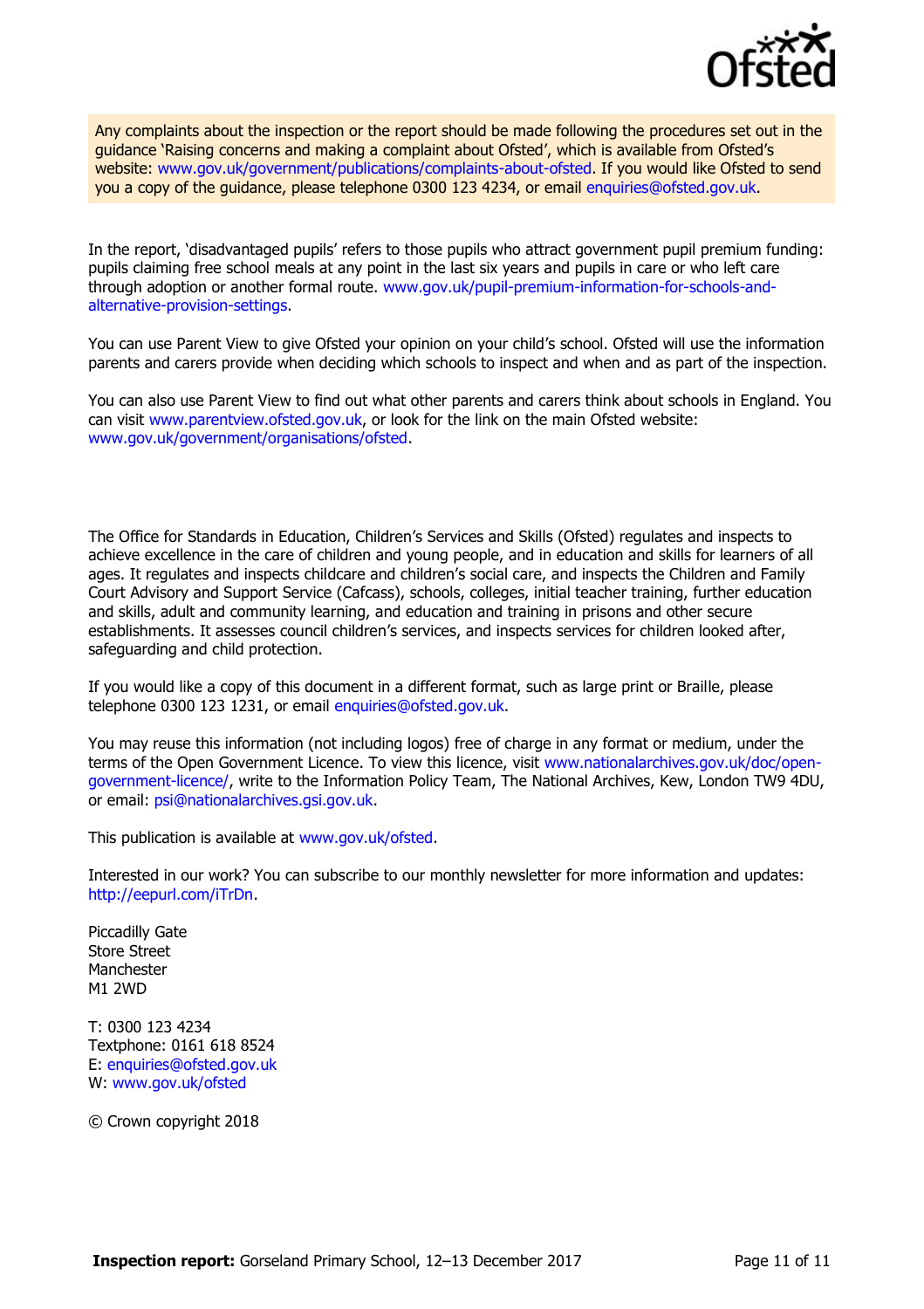Any complaints about the inspection or the report should be made following the procedures set out in the guidance 'Raising concerns and making a complaint about Ofsted', which is available from Ofsted's website: www.gov.uk/government/publications/complaints-about-ofsted. If you would like Ofsted to send you a copy of the guidance, please telephone 0300 123 4234, or email enquiries@ofsted.gov.uk.

In the report, 'disadvantaged pupils' refers to those pupils who attract government pupil premium funding: pupils claiming free school meals at any point in the last six years and pupils in care or who left care through adoption or another formal route. www.gov.uk/pupil-premium-information-for-schools-and-alternative-provision-settings.

You can use Parent View to give Ofsted your opinion on your child's school. Ofsted will use the information parents and carers provide when deciding which schools to inspect and when and as part of the inspection.

You can also use Parent View to find out what other parents and carers think about schools in England. You can visit www.parentview.ofsted.gov.uk, or look for the link on the main Ofsted website: www.gov.uk/government/organisations/ofsted.

The Office for Standards in Education, Children's Services and Skills (Ofsted) regulates and inspects to achieve excellence in the care of children and young people, and in education and skills for learners of all ages. It regulates and inspects childcare and children's social care, and inspects the Children and Family Court Advisory and Support Service (Cafcass), schools, colleges, initial teacher training, further education and skills, adult and community learning, and education and training in prisons and other secure establishments. It assesses council children's services, and inspects services for children looked after, safeguarding and child protection.

If you would like a copy of this document in a different format, such as large print or Braille, please telephone 0300 123 1231, or email enquiries@ofsted.gov.uk.

You may reuse this information (not including logos) free of charge in any format or medium, under the terms of the Open Government Licence. To view this licence, visit www.nationalarchives.gov.uk/doc/open-government-licence/, write to the Information Policy Team, The National Archives, Kew, London TW9 4DU, or email: psi@nationalarchives.gsi.gov.uk.

This publication is available at www.gov.uk/ofsted.

Interested in our work? You can subscribe to our monthly newsletter for more information and updates: http://eepurl.com/iTrDn.

Piccadilly Gate
Store Street
Manchester
M1 2WD

T: 0300 123 4234
Textphone: 0161 618 8524
E: enquiries@ofsted.gov.uk
W: www.gov.uk/ofsted

© Crown copyright 2018